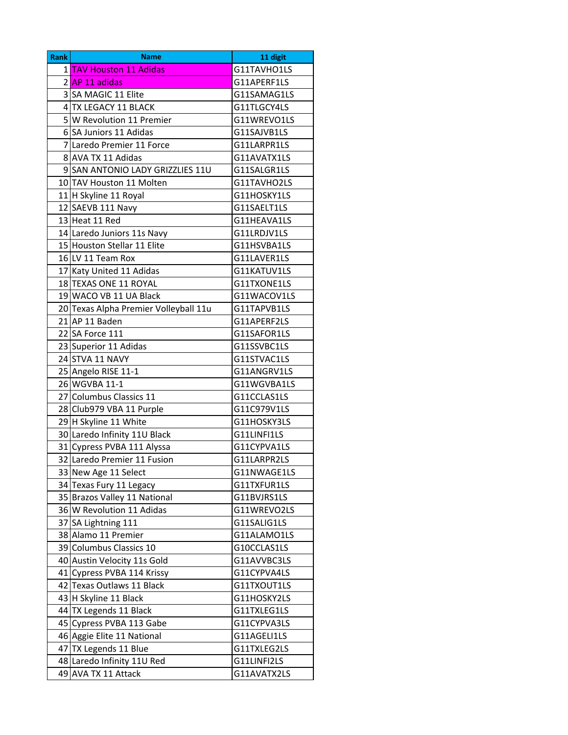| Rank | Name | 11 digit |
|---|---|---|
| 1 | TAV Houston 11 Adidas | G11TAVHO1LS |
| 2 | AP 11 adidas | G11APERF1LS |
| 3 | SA MAGIC 11 Elite | G11SAMAG1LS |
| 4 | TX LEGACY 11 BLACK | G11TLGCY4LS |
| 5 | W Revolution 11 Premier | G11WREVO1LS |
| 6 | SA Juniors 11 Adidas | G11SAJVB1LS |
| 7 | Laredo Premier 11 Force | G11LARPR1LS |
| 8 | AVA TX 11 Adidas | G11AVATX1LS |
| 9 | SAN ANTONIO LADY GRIZZLIES 11U | G11SALGR1LS |
| 10 | TAV Houston 11 Molten | G11TAVHO2LS |
| 11 | H Skyline 11 Royal | G11HOSKY1LS |
| 12 | SAEVB 111 Navy | G11SAELT1LS |
| 13 | Heat 11 Red | G11HEAVA1LS |
| 14 | Laredo Juniors 11s Navy | G11LRDJV1LS |
| 15 | Houston Stellar 11 Elite | G11HSVBA1LS |
| 16 | LV 11 Team Rox | G11LAVER1LS |
| 17 | Katy United 11 Adidas | G11KATUV1LS |
| 18 | TEXAS ONE 11 ROYAL | G11TXONE1LS |
| 19 | WACO VB 11 UA Black | G11WACOV1LS |
| 20 | Texas Alpha Premier Volleyball 11u | G11TAPVB1LS |
| 21 | AP 11 Baden | G11APERF2LS |
| 22 | SA Force 111 | G11SAFOR1LS |
| 23 | Superior 11 Adidas | G11SSVBC1LS |
| 24 | STVA 11 NAVY | G11STVAC1LS |
| 25 | Angelo RISE 11-1 | G11ANGRV1LS |
| 26 | WGVBA 11-1 | G11WGVBA1LS |
| 27 | Columbus Classics 11 | G11CCLAS1LS |
| 28 | Club979 VBA 11 Purple | G11C979V1LS |
| 29 | H Skyline 11 White | G11HOSKY3LS |
| 30 | Laredo Infinity 11U Black | G11LINFI1LS |
| 31 | Cypress PVBA 111 Alyssa | G11CYPVA1LS |
| 32 | Laredo Premier 11 Fusion | G11LARPR2LS |
| 33 | New Age 11 Select | G11NWAGE1LS |
| 34 | Texas Fury 11 Legacy | G11TXFUR1LS |
| 35 | Brazos Valley 11 National | G11BVJRS1LS |
| 36 | W Revolution 11 Adidas | G11WREVO2LS |
| 37 | SA Lightning 111 | G11SALIG1LS |
| 38 | Alamo 11 Premier | G11ALAMO1LS |
| 39 | Columbus Classics 10 | G10CCLAS1LS |
| 40 | Austin Velocity 11s Gold | G11AVVBC3LS |
| 41 | Cypress PVBA 114 Krissy | G11CYPVA4LS |
| 42 | Texas Outlaws 11 Black | G11TXOUT1LS |
| 43 | H Skyline 11 Black | G11HOSKY2LS |
| 44 | TX Legends 11 Black | G11TXLEG1LS |
| 45 | Cypress PVBA 113 Gabe | G11CYPVA3LS |
| 46 | Aggie Elite 11 National | G11AGELI1LS |
| 47 | TX Legends 11 Blue | G11TXLEG2LS |
| 48 | Laredo Infinity 11U Red | G11LINFI2LS |
| 49 | AVA TX 11 Attack | G11AVATX2LS |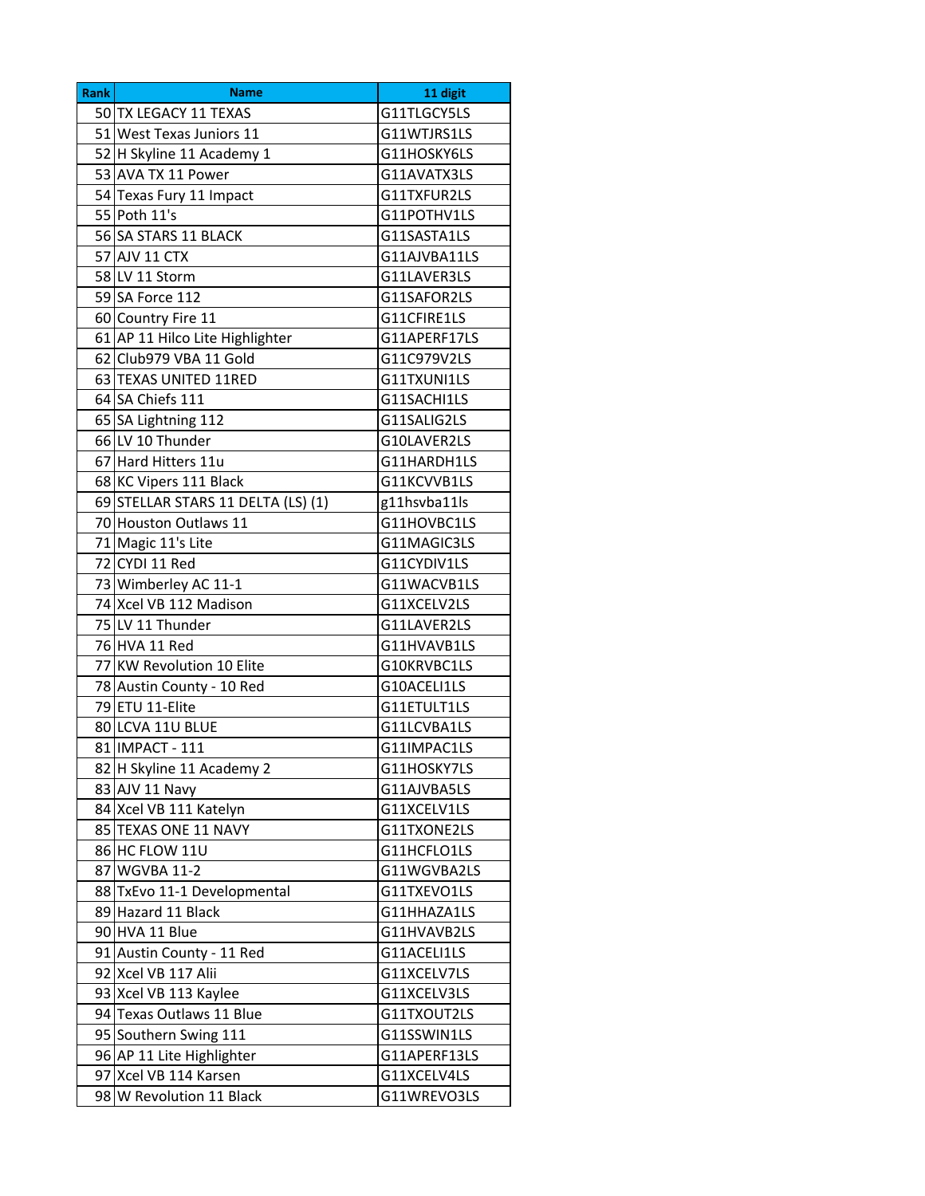| Rank | Name | 11 digit |
|---|---|---|
| 50 | TX LEGACY 11 TEXAS | G11TLGCY5LS |
| 51 | West Texas Juniors 11 | G11WTJRS1LS |
| 52 | H Skyline 11 Academy 1 | G11HOSKY6LS |
| 53 | AVA TX 11 Power | G11AVATX3LS |
| 54 | Texas Fury 11 Impact | G11TXFUR2LS |
| 55 | Poth 11's | G11POTHV1LS |
| 56 | SA STARS 11 BLACK | G11SASTA1LS |
| 57 | AJV 11 CTX | G11AJVBA11LS |
| 58 | LV 11 Storm | G11LAVER3LS |
| 59 | SA Force 112 | G11SAFOR2LS |
| 60 | Country Fire 11 | G11CFIRE1LS |
| 61 | AP 11 Hilco Lite Highlighter | G11APERF17LS |
| 62 | Club979 VBA 11 Gold | G11C979V2LS |
| 63 | TEXAS UNITED 11RED | G11TXUNI1LS |
| 64 | SA Chiefs 111 | G11SACHI1LS |
| 65 | SA Lightning 112 | G11SALIG2LS |
| 66 | LV 10 Thunder | G10LAVER2LS |
| 67 | Hard Hitters 11u | G11HARDH1LS |
| 68 | KC Vipers 111 Black | G11KCVVB1LS |
| 69 | STELLAR STARS 11 DELTA (LS) (1) | g11hsvba11ls |
| 70 | Houston Outlaws 11 | G11HOVBC1LS |
| 71 | Magic 11's Lite | G11MAGIC3LS |
| 72 | CYDI 11 Red | G11CYDIV1LS |
| 73 | Wimberley AC 11-1 | G11WACVB1LS |
| 74 | Xcel VB 112 Madison | G11XCELV2LS |
| 75 | LV 11 Thunder | G11LAVER2LS |
| 76 | HVA 11 Red | G11HVAVB1LS |
| 77 | KW Revolution 10 Elite | G10KRVBC1LS |
| 78 | Austin County - 10 Red | G10ACELI1LS |
| 79 | ETU 11-Elite | G11ETULT1LS |
| 80 | LCVA 11U BLUE | G11LCVBA1LS |
| 81 | IMPACT - 111 | G11IMPAC1LS |
| 82 | H Skyline 11 Academy 2 | G11HOSKY7LS |
| 83 | AJV 11 Navy | G11AJVBA5LS |
| 84 | Xcel VB 111 Katelyn | G11XCELV1LS |
| 85 | TEXAS ONE 11 NAVY | G11TXONE2LS |
| 86 | HC FLOW 11U | G11HCFLO1LS |
| 87 | WGVBA 11-2 | G11WGVBA2LS |
| 88 | TxEvo 11-1 Developmental | G11TXEVO1LS |
| 89 | Hazard 11 Black | G11HHAZA1LS |
| 90 | HVA 11 Blue | G11HVAVB2LS |
| 91 | Austin County - 11 Red | G11ACELI1LS |
| 92 | Xcel VB 117 Alii | G11XCELV7LS |
| 93 | Xcel VB 113 Kaylee | G11XCELV3LS |
| 94 | Texas Outlaws 11 Blue | G11TXOUT2LS |
| 95 | Southern Swing 111 | G11SSWIN1LS |
| 96 | AP 11 Lite Highlighter | G11APERF13LS |
| 97 | Xcel VB 114 Karsen | G11XCELV4LS |
| 98 | W Revolution 11 Black | G11WREVO3LS |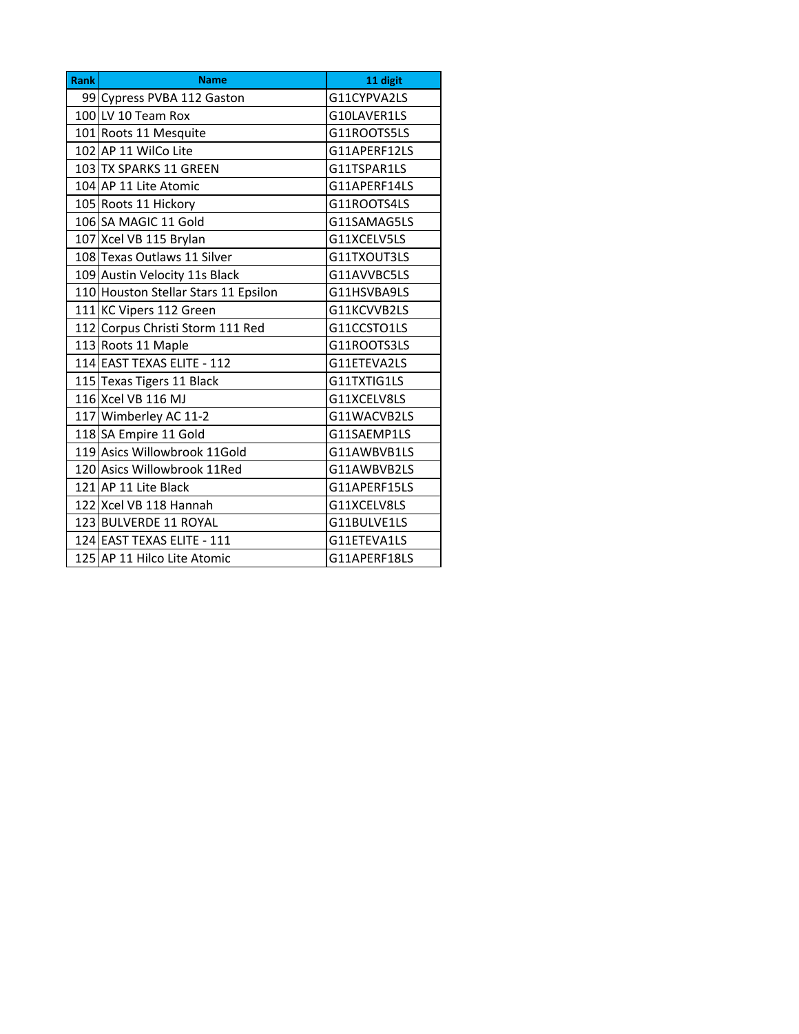| Rank | Name | 11 digit |
| --- | --- | --- |
| 99 | Cypress PVBA 112 Gaston | G11CYPVA2LS |
| 100 | LV 10 Team Rox | G10LAVER1LS |
| 101 | Roots 11 Mesquite | G11ROOTS5LS |
| 102 | AP 11 WilCo Lite | G11APERF12LS |
| 103 | TX SPARKS 11 GREEN | G11TSPAR1LS |
| 104 | AP 11 Lite Atomic | G11APERF14LS |
| 105 | Roots 11 Hickory | G11ROOTS4LS |
| 106 | SA MAGIC 11 Gold | G11SAMAG5LS |
| 107 | Xcel VB 115 Brylan | G11XCELV5LS |
| 108 | Texas Outlaws 11 Silver | G11TXOUT3LS |
| 109 | Austin Velocity 11s Black | G11AVVBC5LS |
| 110 | Houston Stellar Stars 11 Epsilon | G11HSVBA9LS |
| 111 | KC Vipers 112 Green | G11KCVVB2LS |
| 112 | Corpus Christi Storm 111 Red | G11CCSTO1LS |
| 113 | Roots 11 Maple | G11ROOTS3LS |
| 114 | EAST TEXAS ELITE - 112 | G11ETEVA2LS |
| 115 | Texas Tigers 11 Black | G11TXTIG1LS |
| 116 | Xcel VB 116 MJ | G11XCELV8LS |
| 117 | Wimberley AC 11-2 | G11WACVB2LS |
| 118 | SA Empire 11 Gold | G11SAEMP1LS |
| 119 | Asics Willowbrook 11Gold | G11AWBVB1LS |
| 120 | Asics Willowbrook 11Red | G11AWBVB2LS |
| 121 | AP 11 Lite Black | G11APERF15LS |
| 122 | Xcel VB 118 Hannah | G11XCELV8LS |
| 123 | BULVERDE 11 ROYAL | G11BULVE1LS |
| 124 | EAST TEXAS ELITE - 111 | G11ETEVA1LS |
| 125 | AP 11 Hilco Lite Atomic | G11APERF18LS |